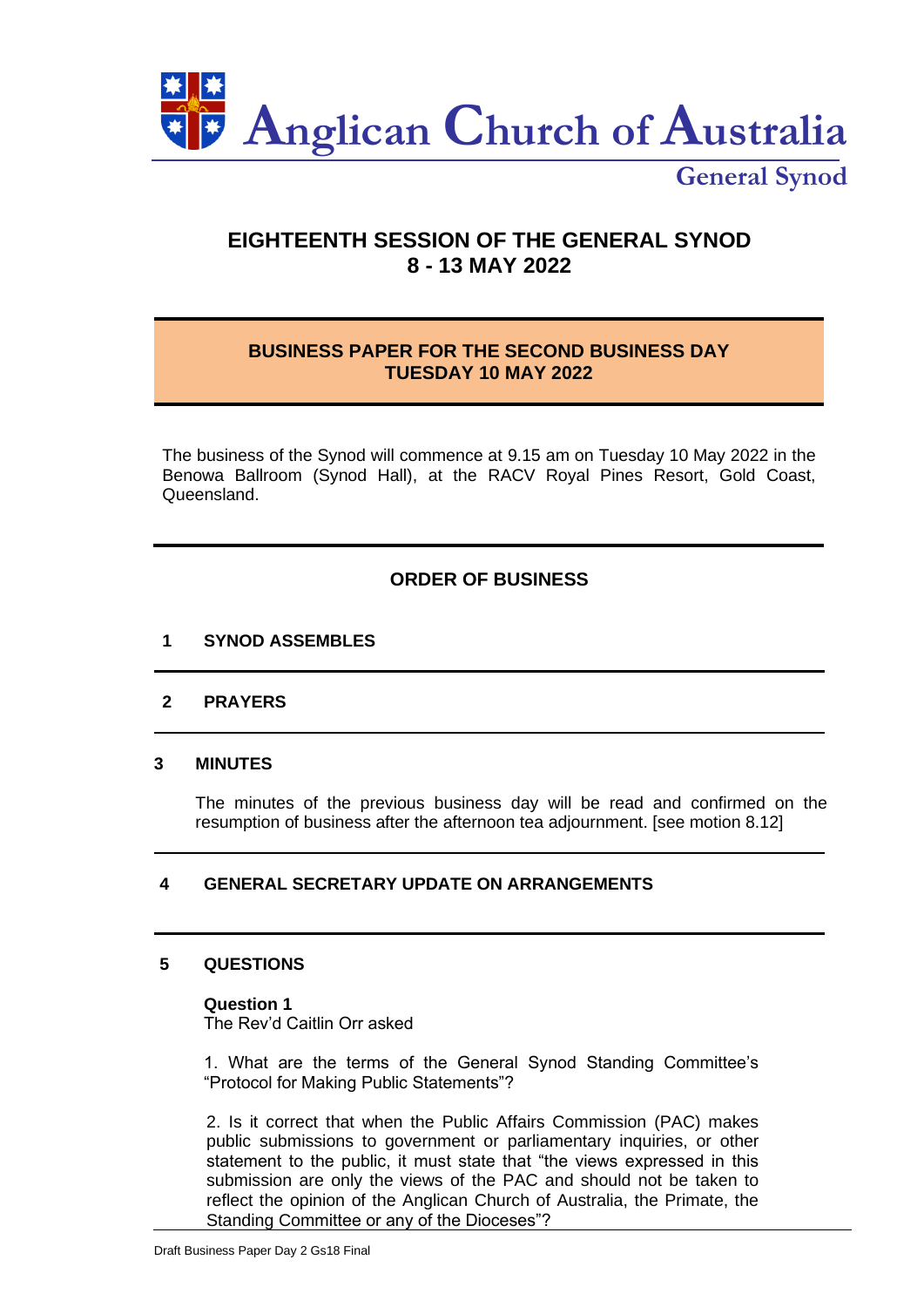# Anglican Church of Australia

## General Synod

# EIGHTEENTH SESSION OF THE GENERAL SYNOD
# 8 - 13 MAY 2022

## BUSINESS PAPER FOR THE SECOND BUSINESS DAY
## TUESDAY 10 MAY 2022

The business of the Synod will commence at 9.15 am on Tuesday 10 May 2022 in the Benowa Ballroom (Synod Hall), at the RACV Royal Pines Resort, Gold Coast, Queensland.

## ORDER OF BUSINESS

### 1 SYNOD ASSEMBLES

### 2 PRAYERS

### 3 MINUTES

The minutes of the previous business day will be read and confirmed on the resumption of business after the afternoon tea adjournment. [see motion 8.12]

### 4 GENERAL SECRETARY UPDATE ON ARRANGEMENTS

### 5 QUESTIONS

**Question 1**
The Rev'd Caitlin Orr asked

1. What are the terms of the General Synod Standing Committee's "Protocol for Making Public Statements"?

2. Is it correct that when the Public Affairs Commission (PAC) makes public submissions to government or parliamentary inquiries, or other statement to the public, it must state that "the views expressed in this submission are only the views of the PAC and should not be taken to reflect the opinion of the Anglican Church of Australia, the Primate, the Standing Committee or any of the Dioceses"?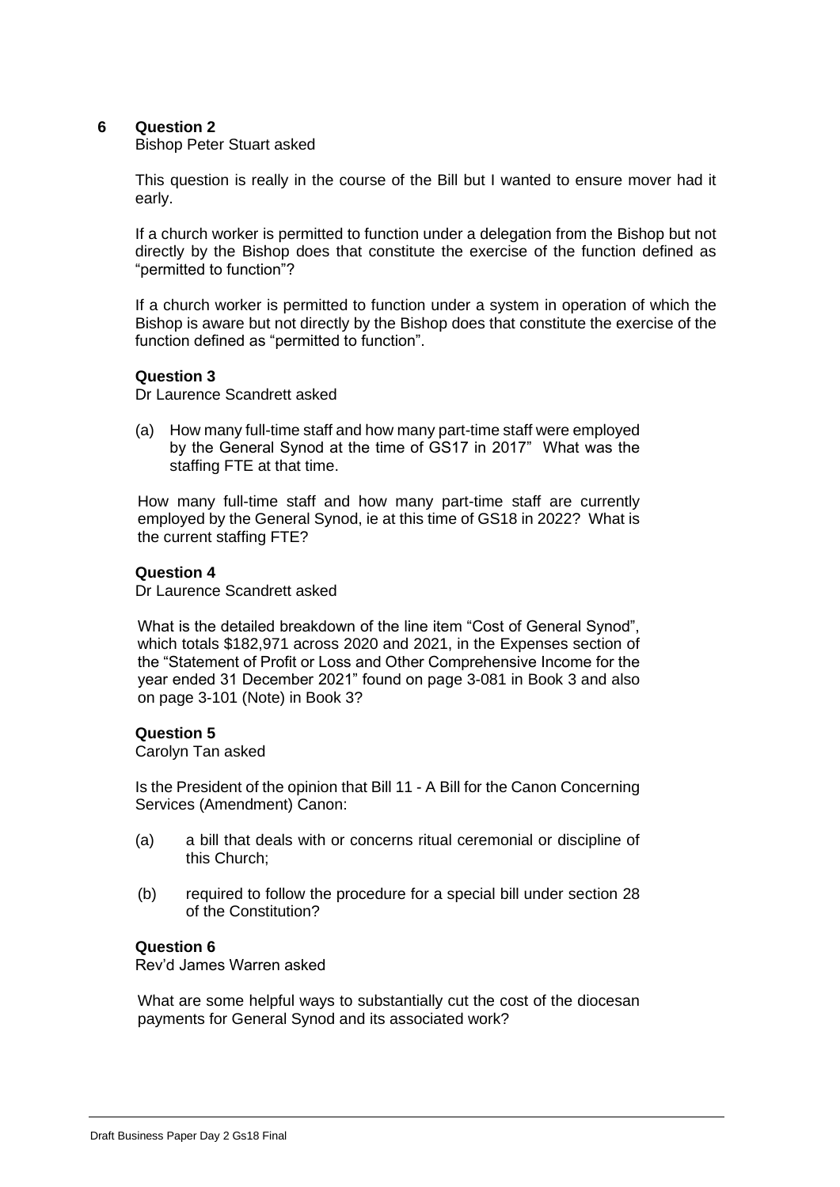**6 Question 2**

Bishop Peter Stuart asked

This question is really in the course of the Bill but I wanted to ensure mover had it early.

If a church worker is permitted to function under a delegation from the Bishop but not directly by the Bishop does that constitute the exercise of the function defined as "permitted to function"?

If a church worker is permitted to function under a system in operation of which the Bishop is aware but not directly by the Bishop does that constitute the exercise of the function defined as "permitted to function".

**Question 3**

Dr Laurence Scandrett asked

(a) How many full-time staff and how many part-time staff were employed by the General Synod at the time of GS17 in 2017" What was the staffing FTE at that time.

How many full-time staff and how many part-time staff are currently employed by the General Synod, ie at this time of GS18 in 2022? What is the current staffing FTE?

**Question 4**

Dr Laurence Scandrett asked

What is the detailed breakdown of the line item "Cost of General Synod", which totals $182,971 across 2020 and 2021, in the Expenses section of the "Statement of Profit or Loss and Other Comprehensive Income for the year ended 31 December 2021" found on page 3-081 in Book 3 and also on page 3-101 (Note) in Book 3?

**Question 5**

Carolyn Tan asked

Is the President of the opinion that Bill 11 - A Bill for the Canon Concerning Services (Amendment) Canon:

(a) a bill that deals with or concerns ritual ceremonial or discipline of this Church;

(b) required to follow the procedure for a special bill under section 28 of the Constitution?

**Question 6**

Rev'd James Warren asked

What are some helpful ways to substantially cut the cost of the diocesan payments for General Synod and its associated work?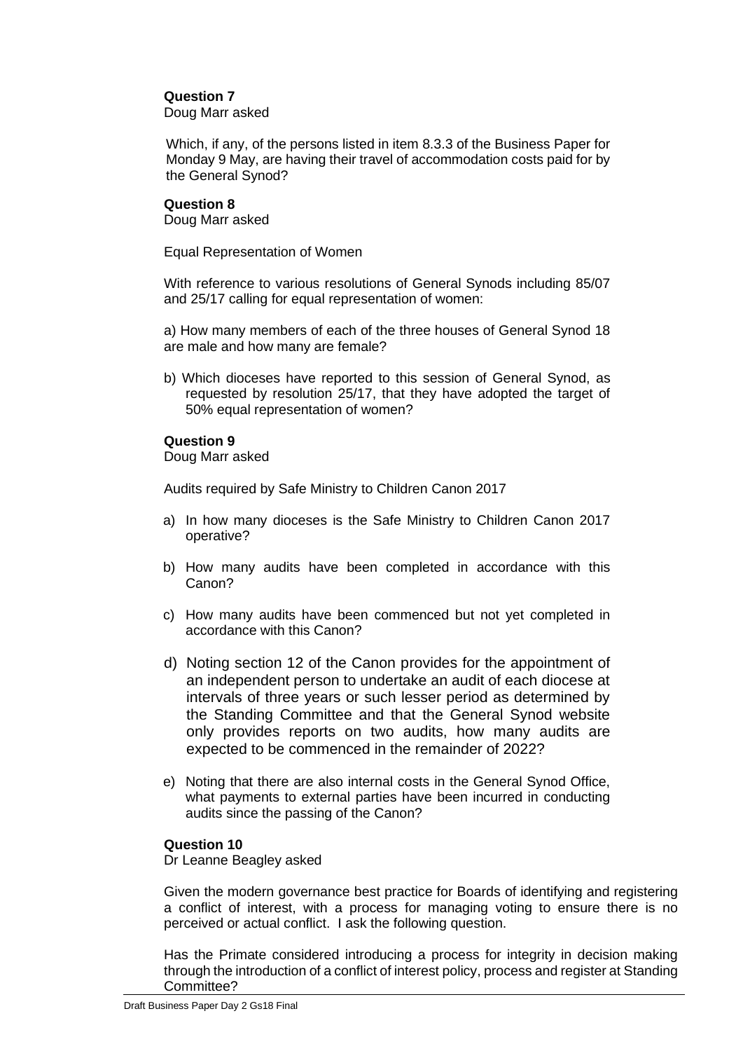**Question 7**
Doug Marr asked

Which, if any, of the persons listed in item 8.3.3 of the Business Paper for Monday 9 May, are having their travel of accommodation costs paid for by the General Synod?

**Question 8**
Doug Marr asked

Equal Representation of Women

With reference to various resolutions of General Synods including 85/07 and 25/17 calling for equal representation of women:

a) How many members of each of the three houses of General Synod 18 are male and how many are female?

b) Which dioceses have reported to this session of General Synod, as requested by resolution 25/17, that they have adopted the target of 50% equal representation of women?

**Question 9**
Doug Marr asked

Audits required by Safe Ministry to Children Canon 2017

a) In how many dioceses is the Safe Ministry to Children Canon 2017 operative?

b) How many audits have been completed in accordance with this Canon?

c) How many audits have been commenced but not yet completed in accordance with this Canon?

d) Noting section 12 of the Canon provides for the appointment of an independent person to undertake an audit of each diocese at intervals of three years or such lesser period as determined by the Standing Committee and that the General Synod website only provides reports on two audits, how many audits are expected to be commenced in the remainder of 2022?

e) Noting that there are also internal costs in the General Synod Office, what payments to external parties have been incurred in conducting audits since the passing of the Canon?

**Question 10**
Dr Leanne Beagley asked

Given the modern governance best practice for Boards of identifying and registering a conflict of interest, with a process for managing voting to ensure there is no perceived or actual conflict. I ask the following question.

Has the Primate considered introducing a process for integrity in decision making through the introduction of a conflict of interest policy, process and register at Standing Committee?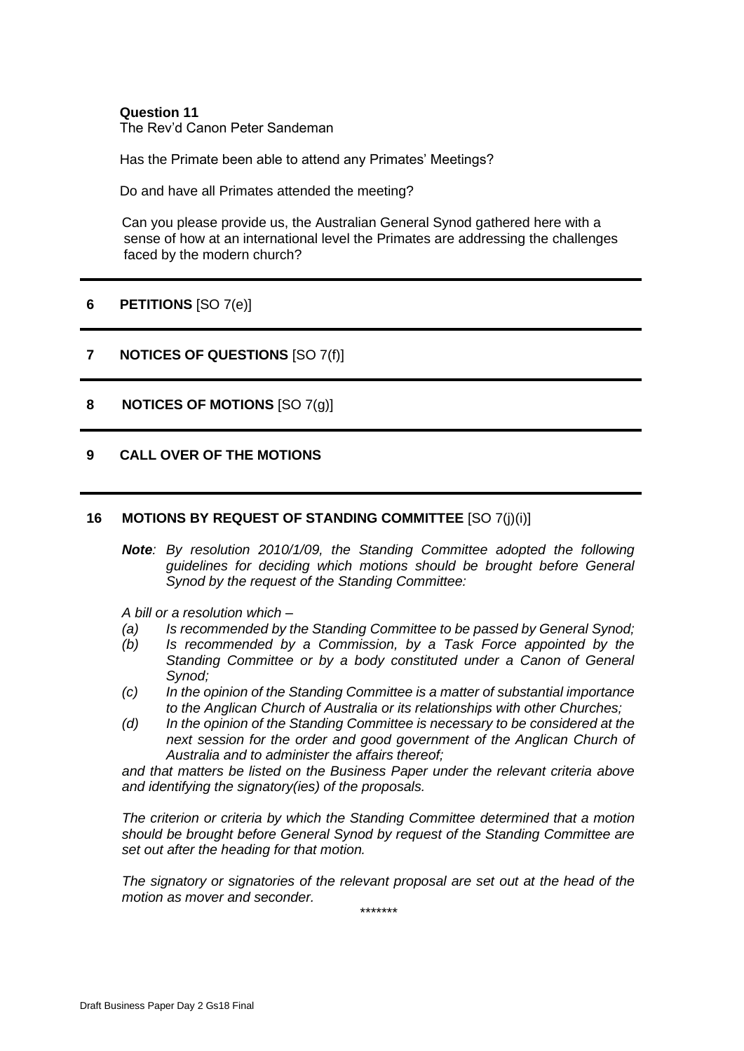**Question 11**
The Rev'd Canon Peter Sandeman

Has the Primate been able to attend any Primates' Meetings?

Do and have all Primates attended the meeting?

Can you please provide us, the Australian General Synod gathered here with a sense of how at an international level the Primates are addressing the challenges faced by the modern church?

---

## 6 PETITIONS [SO 7(e)]

---

## 7 NOTICES OF QUESTIONS [SO 7(f)]

---

## 8 NOTICES OF MOTIONS [SO 7(g)]

---

## 9 CALL OVER OF THE MOTIONS

---

## 16 MOTIONS BY REQUEST OF STANDING COMMITTEE [SO 7(j)(i)]

***Note**: By resolution 2010/1/09, the Standing Committee adopted the following guidelines for deciding which motions should be brought before General Synod by the request of the Standing Committee:*

*A bill or a resolution which –*

*(a) Is recommended by the Standing Committee to be passed by General Synod;*
*(b) Is recommended by a Commission, by a Task Force appointed by the Standing Committee or by a body constituted under a Canon of General Synod;*
*(c) In the opinion of the Standing Committee is a matter of substantial importance to the Anglican Church of Australia or its relationships with other Churches;*
*(d) In the opinion of the Standing Committee is necessary to be considered at the next session for the order and good government of the Anglican Church of Australia and to administer the affairs thereof;*

*and that matters be listed on the Business Paper under the relevant criteria above and identifying the signatory(ies) of the proposals.*

*The criterion or criteria by which the Standing Committee determined that a motion should be brought before General Synod by request of the Standing Committee are set out after the heading for that motion.*

*The signatory or signatories of the relevant proposal are set out at the head of the motion as mover and seconder.*

\*\*\*\*\*\*\*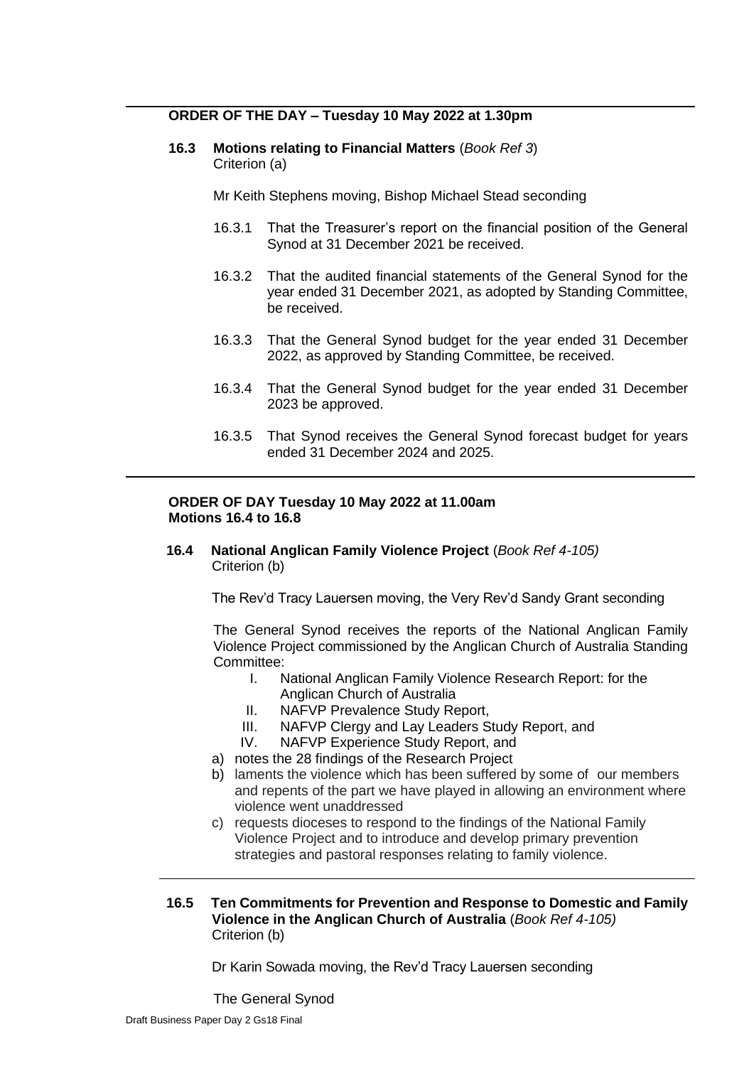**ORDER OF THE DAY – Tuesday 10 May 2022 at 1.30pm**

**16.3 Motions relating to Financial Matters** (*Book Ref 3*)
Criterion (a)

Mr Keith Stephens moving, Bishop Michael Stead seconding

16.3.1 That the Treasurer's report on the financial position of the General Synod at 31 December 2021 be received.

16.3.2 That the audited financial statements of the General Synod for the year ended 31 December 2021, as adopted by Standing Committee, be received.

16.3.3 That the General Synod budget for the year ended 31 December 2022, as approved by Standing Committee, be received.

16.3.4 That the General Synod budget for the year ended 31 December 2023 be approved.

16.3.5 That Synod receives the General Synod forecast budget for years ended 31 December 2024 and 2025.

---

**ORDER OF DAY Tuesday 10 May 2022 at 11.00am**
**Motions 16.4 to 16.8**

**16.4 National Anglican Family Violence Project** (*Book Ref 4-105)*
Criterion (b)

The Rev'd Tracy Lauersen moving, the Very Rev'd Sandy Grant seconding

The General Synod receives the reports of the National Anglican Family Violence Project commissioned by the Anglican Church of Australia Standing Committee:

I. National Anglican Family Violence Research Report: for the Anglican Church of Australia
II. NAFVP Prevalence Study Report,
III. NAFVP Clergy and Lay Leaders Study Report, and
IV. NAFVP Experience Study Report, and

a) notes the 28 findings of the Research Project
b) laments the violence which has been suffered by some of our members and repents of the part we have played in allowing an environment where violence went unaddressed
c) requests dioceses to respond to the findings of the National Family Violence Project and to introduce and develop primary prevention strategies and pastoral responses relating to family violence.

---

**16.5 Ten Commitments for Prevention and Response to Domestic and Family Violence in the Anglican Church of Australia** (*Book Ref 4-105)*
Criterion (b)

Dr Karin Sowada moving, the Rev'd Tracy Lauersen seconding

The General Synod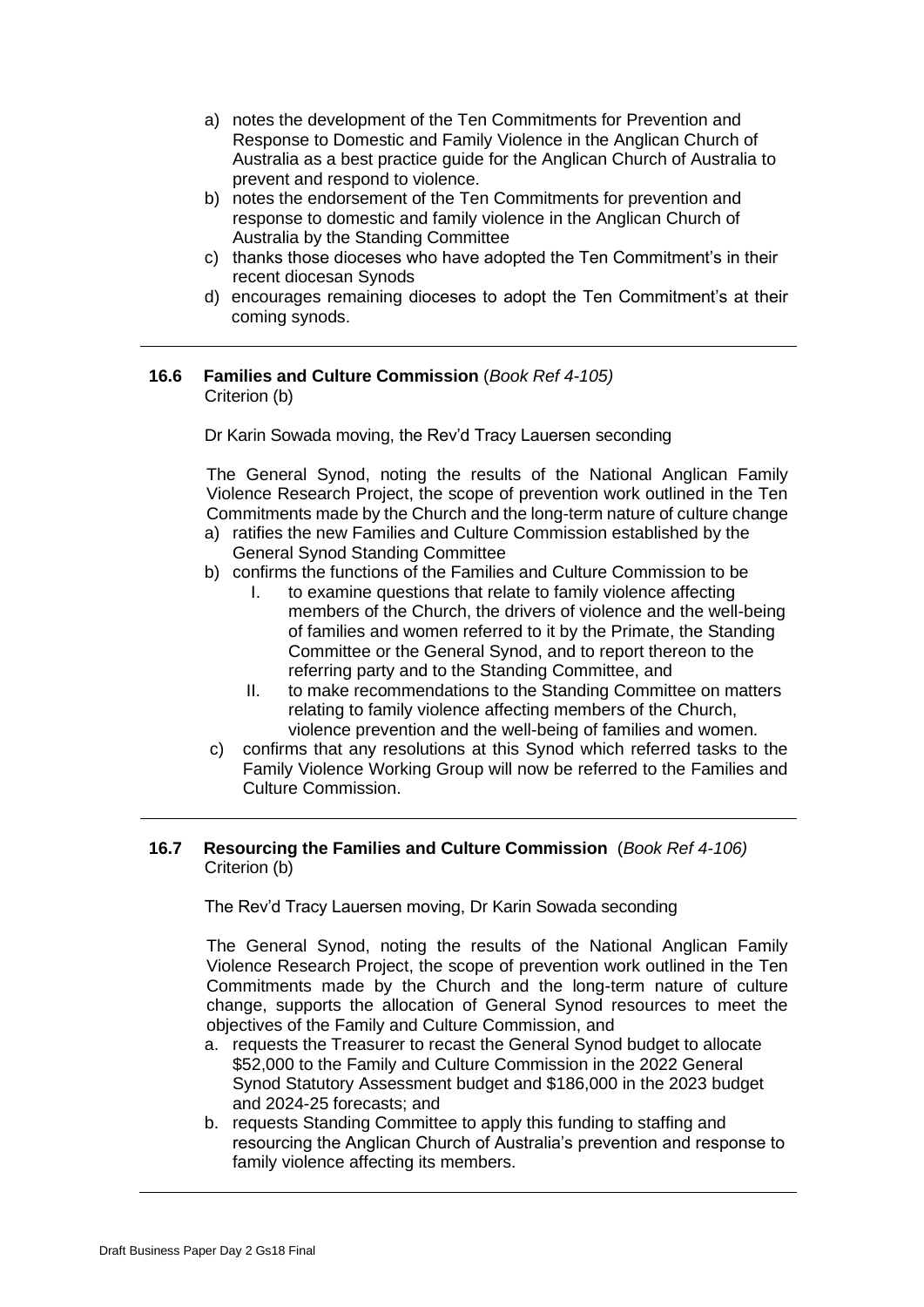a) notes the development of the Ten Commitments for Prevention and Response to Domestic and Family Violence in the Anglican Church of Australia as a best practice guide for the Anglican Church of Australia to prevent and respond to violence.
b) notes the endorsement of the Ten Commitments for prevention and response to domestic and family violence in the Anglican Church of Australia by the Standing Committee
c) thanks those dioceses who have adopted the Ten Commitment's in their recent diocesan Synods
d) encourages remaining dioceses to adopt the Ten Commitment's at their coming synods.

---

### 16.6 Families and Culture Commission (*Book Ref 4-105)*

Criterion (b)

Dr Karin Sowada moving, the Rev'd Tracy Lauersen seconding

The General Synod, noting the results of the National Anglican Family Violence Research Project, the scope of prevention work outlined in the Ten Commitments made by the Church and the long-term nature of culture change

a) ratifies the new Families and Culture Commission established by the General Synod Standing Committee
b) confirms the functions of the Families and Culture Commission to be
    I. to examine questions that relate to family violence affecting members of the Church, the drivers of violence and the well-being of families and women referred to it by the Primate, the Standing Committee or the General Synod, and to report thereon to the referring party and to the Standing Committee, and
    II. to make recommendations to the Standing Committee on matters relating to family violence affecting members of the Church, violence prevention and the well-being of families and women.
c) confirms that any resolutions at this Synod which referred tasks to the Family Violence Working Group will now be referred to the Families and Culture Commission.

---

### 16.7 Resourcing the Families and Culture Commission (*Book Ref 4-106)*

Criterion (b)

The Rev'd Tracy Lauersen moving, Dr Karin Sowada seconding

The General Synod, noting the results of the National Anglican Family Violence Research Project, the scope of prevention work outlined in the Ten Commitments made by the Church and the long-term nature of culture change, supports the allocation of General Synod resources to meet the objectives of the Family and Culture Commission, and

a. requests the Treasurer to recast the General Synod budget to allocate $52,000 to the Family and Culture Commission in the 2022 General Synod Statutory Assessment budget and $186,000 in the 2023 budget and 2024-25 forecasts; and
b. requests Standing Committee to apply this funding to staffing and resourcing the Anglican Church of Australia's prevention and response to family violence affecting its members.

---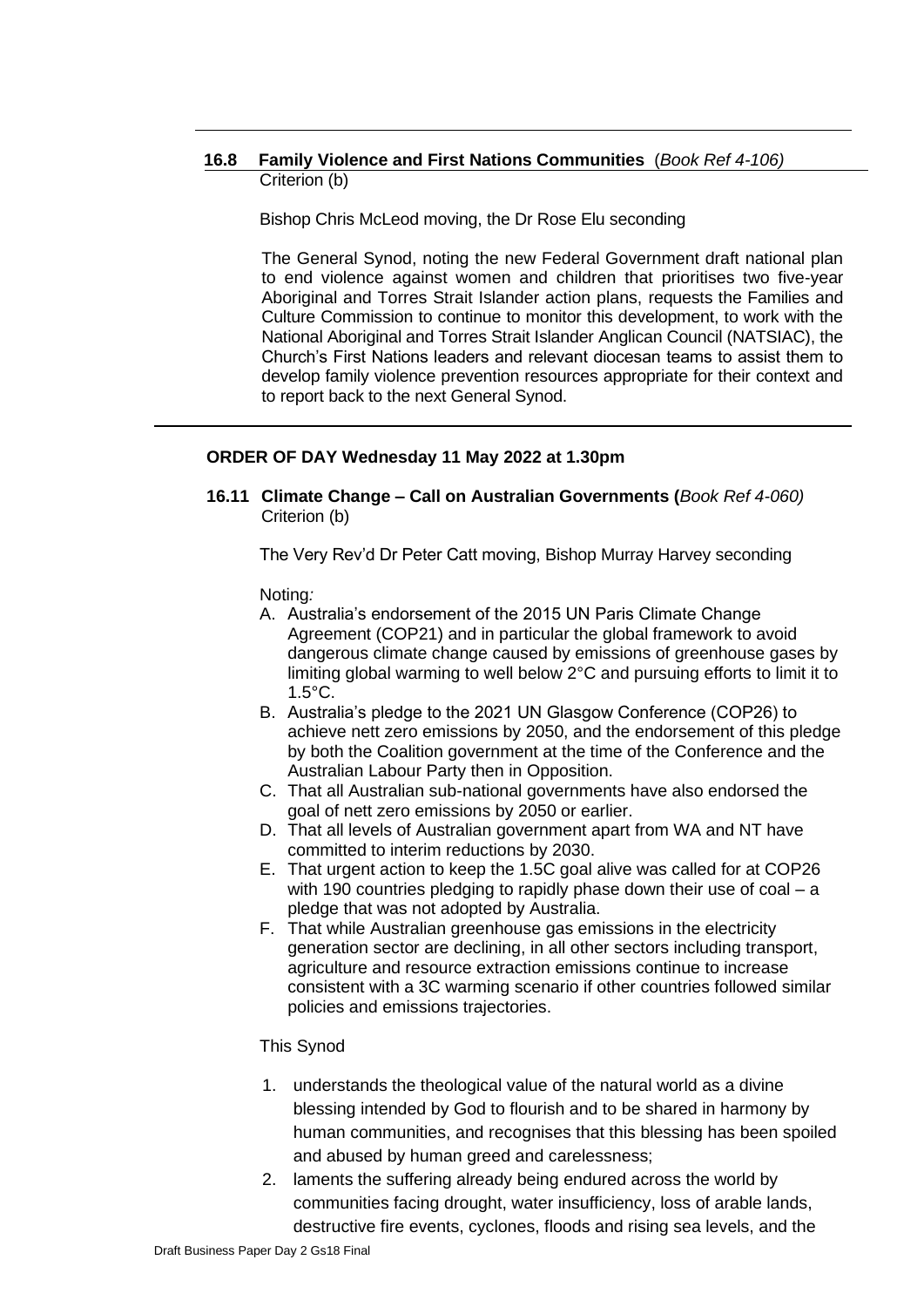**16.8 Family Violence and First Nations Communities** (*Book Ref 4-106)*
Criterion (b)

Bishop Chris McLeod moving, the Dr Rose Elu seconding

The General Synod, noting the new Federal Government draft national plan to end violence against women and children that prioritises two five-year Aboriginal and Torres Strait Islander action plans, requests the Families and Culture Commission to continue to monitor this development, to work with the National Aboriginal and Torres Strait Islander Anglican Council (NATSIAC), the Church's First Nations leaders and relevant diocesan teams to assist them to develop family violence prevention resources appropriate for their context and to report back to the next General Synod.

**ORDER OF DAY Wednesday 11 May 2022 at 1.30pm**

**16.11 Climate Change – Call on Australian Governments (***Book Ref 4-060)*
Criterion (b)

The Very Rev'd Dr Peter Catt moving, Bishop Murray Harvey seconding

Noting*:*

A. Australia's endorsement of the 2015 UN Paris Climate Change Agreement (COP21) and in particular the global framework to avoid dangerous climate change caused by emissions of greenhouse gases by limiting global warming to well below 2°C and pursuing efforts to limit it to 1.5°C.
B. Australia's pledge to the 2021 UN Glasgow Conference (COP26) to achieve nett zero emissions by 2050, and the endorsement of this pledge by both the Coalition government at the time of the Conference and the Australian Labour Party then in Opposition.
C. That all Australian sub-national governments have also endorsed the goal of nett zero emissions by 2050 or earlier.
D. That all levels of Australian government apart from WA and NT have committed to interim reductions by 2030.
E. That urgent action to keep the 1.5C goal alive was called for at COP26 with 190 countries pledging to rapidly phase down their use of coal – a pledge that was not adopted by Australia.
F. That while Australian greenhouse gas emissions in the electricity generation sector are declining, in all other sectors including transport, agriculture and resource extraction emissions continue to increase consistent with a 3C warming scenario if other countries followed similar policies and emissions trajectories.

This Synod

1. understands the theological value of the natural world as a divine blessing intended by God to flourish and to be shared in harmony by human communities, and recognises that this blessing has been spoiled and abused by human greed and carelessness;
2. laments the suffering already being endured across the world by communities facing drought, water insufficiency, loss of arable lands, destructive fire events, cyclones, floods and rising sea levels, and the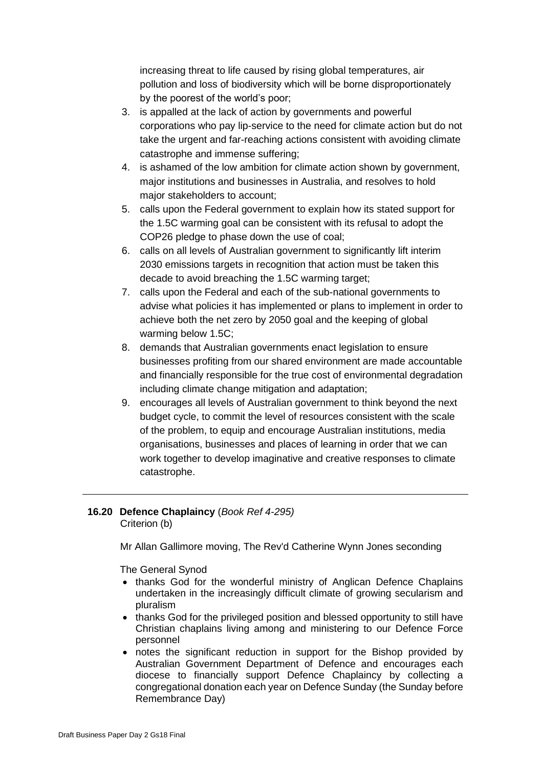increasing threat to life caused by rising global temperatures, air pollution and loss of biodiversity which will be borne disproportionately by the poorest of the world's poor;

3. is appalled at the lack of action by governments and powerful corporations who pay lip-service to the need for climate action but do not take the urgent and far-reaching actions consistent with avoiding climate catastrophe and immense suffering;
4. is ashamed of the low ambition for climate action shown by government, major institutions and businesses in Australia, and resolves to hold major stakeholders to account;
5. calls upon the Federal government to explain how its stated support for the 1.5C warming goal can be consistent with its refusal to adopt the COP26 pledge to phase down the use of coal;
6. calls on all levels of Australian government to significantly lift interim 2030 emissions targets in recognition that action must be taken this decade to avoid breaching the 1.5C warming target;
7. calls upon the Federal and each of the sub-national governments to advise what policies it has implemented or plans to implement in order to achieve both the net zero by 2050 goal and the keeping of global warming below 1.5C;
8. demands that Australian governments enact legislation to ensure businesses profiting from our shared environment are made accountable and financially responsible for the true cost of environmental degradation including climate change mitigation and adaptation;
9. encourages all levels of Australian government to think beyond the next budget cycle, to commit the level of resources consistent with the scale of the problem, to equip and encourage Australian institutions, media organisations, businesses and places of learning in order that we can work together to develop imaginative and creative responses to climate catastrophe.

---

### 16.20 Defence Chaplaincy (*Book Ref 4-295)*

Criterion (b)

Mr Allan Gallimore moving, The Rev'd Catherine Wynn Jones seconding

The General Synod

- thanks God for the wonderful ministry of Anglican Defence Chaplains undertaken in the increasingly difficult climate of growing secularism and pluralism
- thanks God for the privileged position and blessed opportunity to still have Christian chaplains living among and ministering to our Defence Force personnel
- notes the significant reduction in support for the Bishop provided by Australian Government Department of Defence and encourages each diocese to financially support Defence Chaplaincy by collecting a congregational donation each year on Defence Sunday (the Sunday before Remembrance Day)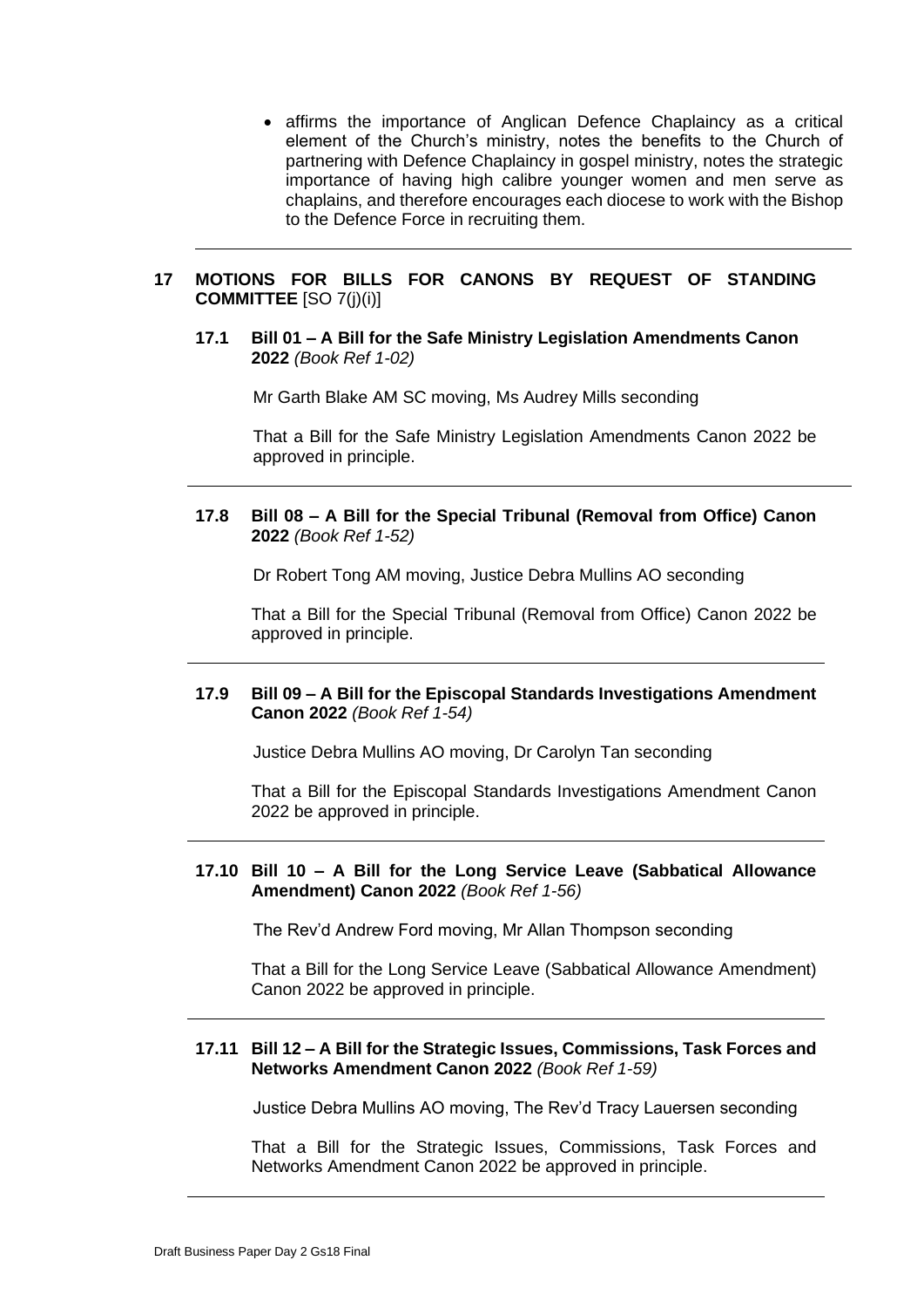- affirms the importance of Anglican Defence Chaplaincy as a critical element of the Church's ministry, notes the benefits to the Church of partnering with Defence Chaplaincy in gospel ministry, notes the strategic importance of having high calibre younger women and men serve as chaplains, and therefore encourages each diocese to work with the Bishop to the Defence Force in recruiting them.

---

## 17 MOTIONS FOR BILLS FOR CANONS BY REQUEST OF STANDING COMMITTEE [SO 7(j)(i)]

### 17.1 Bill 01 – A Bill for the Safe Ministry Legislation Amendments Canon 2022 *(Book Ref 1-02)*

Mr Garth Blake AM SC moving, Ms Audrey Mills seconding

That a Bill for the Safe Ministry Legislation Amendments Canon 2022 be approved in principle.

---

### 17.8 Bill 08 – A Bill for the Special Tribunal (Removal from Office) Canon 2022 *(Book Ref 1-52)*

Dr Robert Tong AM moving, Justice Debra Mullins AO seconding

That a Bill for the Special Tribunal (Removal from Office) Canon 2022 be approved in principle.

---

### 17.9 Bill 09 – A Bill for the Episcopal Standards Investigations Amendment Canon 2022 *(Book Ref 1-54)*

Justice Debra Mullins AO moving, Dr Carolyn Tan seconding

That a Bill for the Episcopal Standards Investigations Amendment Canon 2022 be approved in principle.

---

### 17.10 Bill 10 – A Bill for the Long Service Leave (Sabbatical Allowance Amendment) Canon 2022 *(Book Ref 1-56)*

The Rev'd Andrew Ford moving, Mr Allan Thompson seconding

That a Bill for the Long Service Leave (Sabbatical Allowance Amendment) Canon 2022 be approved in principle.

---

### 17.11 Bill 12 – A Bill for the Strategic Issues, Commissions, Task Forces and Networks Amendment Canon 2022 *(Book Ref 1-59)*

Justice Debra Mullins AO moving, The Rev'd Tracy Lauersen seconding

That a Bill for the Strategic Issues, Commissions, Task Forces and Networks Amendment Canon 2022 be approved in principle.

---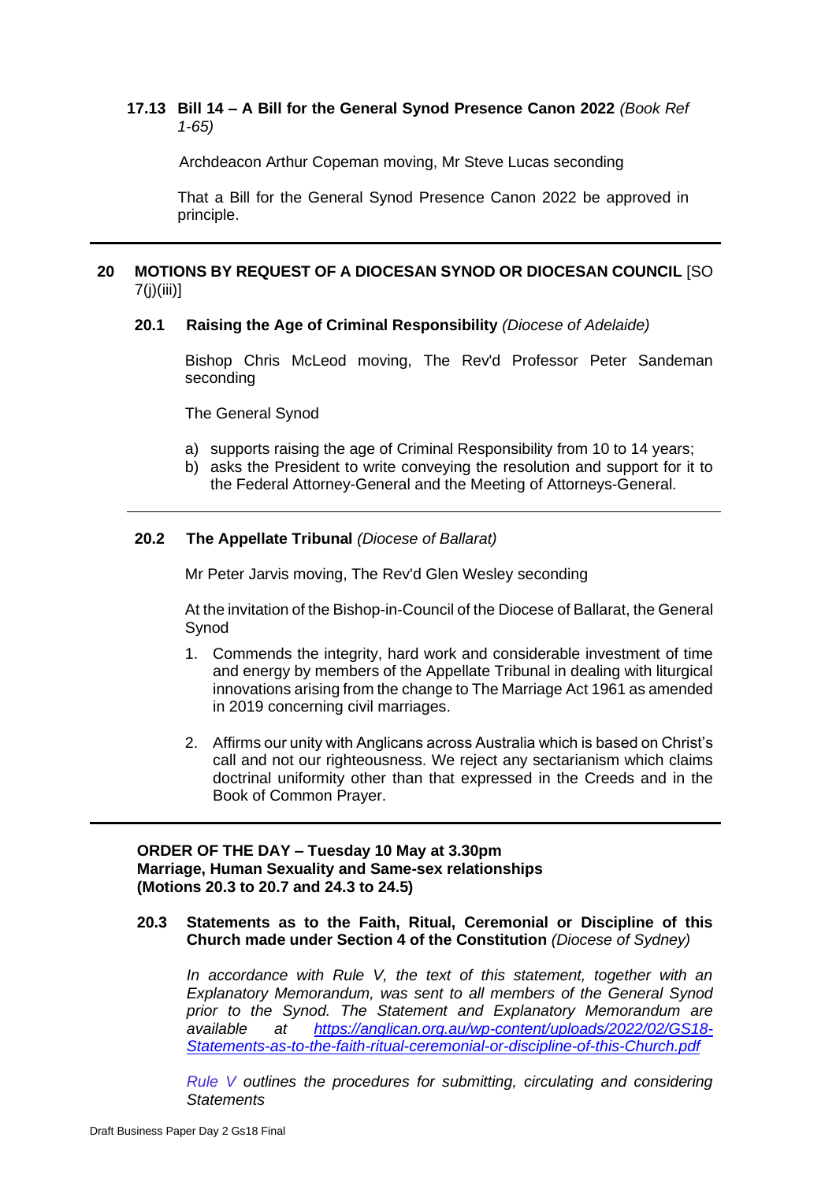### 17.13 Bill 14 – A Bill for the General Synod Presence Canon 2022 *(Book Ref 1-65)*

Archdeacon Arthur Copeman moving, Mr Steve Lucas seconding

That a Bill for the General Synod Presence Canon 2022 be approved in principle.

---

## 20 MOTIONS BY REQUEST OF A DIOCESAN SYNOD OR DIOCESAN COUNCIL [SO 7(j)(iii)]

### 20.1 Raising the Age of Criminal Responsibility *(Diocese of Adelaide)*

Bishop Chris McLeod moving, The Rev'd Professor Peter Sandeman seconding

The General Synod

a) supports raising the age of Criminal Responsibility from 10 to 14 years;
b) asks the President to write conveying the resolution and support for it to the Federal Attorney-General and the Meeting of Attorneys-General.

---

### 20.2 The Appellate Tribunal *(Diocese of Ballarat)*

Mr Peter Jarvis moving, The Rev'd Glen Wesley seconding

At the invitation of the Bishop-in-Council of the Diocese of Ballarat, the General Synod

1. Commends the integrity, hard work and considerable investment of time and energy by members of the Appellate Tribunal in dealing with liturgical innovations arising from the change to The Marriage Act 1961 as amended in 2019 concerning civil marriages.

2. Affirms our unity with Anglicans across Australia which is based on Christ's call and not our righteousness. We reject any sectarianism which claims doctrinal uniformity other than that expressed in the Creeds and in the Book of Common Prayer.

---

**ORDER OF THE DAY – Tuesday 10 May at 3.30pm**
**Marriage, Human Sexuality and Same-sex relationships**
**(Motions 20.3 to 20.7 and 24.3 to 24.5)**

### 20.3 Statements as to the Faith, Ritual, Ceremonial or Discipline of this Church made under Section 4 of the Constitution *(Diocese of Sydney)*

*In accordance with Rule V, the text of this statement, together with an Explanatory Memorandum, was sent to all members of the General Synod prior to the Synod. The Statement and Explanatory Memorandum are available at [https://anglican.org.au/wp-content/uploads/2022/02/GS18-Statements-as-to-the-faith-ritual-ceremonial-or-discipline-of-this-Church.pdf](https://anglican.org.au/wp-content/uploads/2022/02/GS18-Statements-as-to-the-faith-ritual-ceremonial-or-discipline-of-this-Church.pdf)*

*Rule V outlines the procedures for submitting, circulating and considering Statements*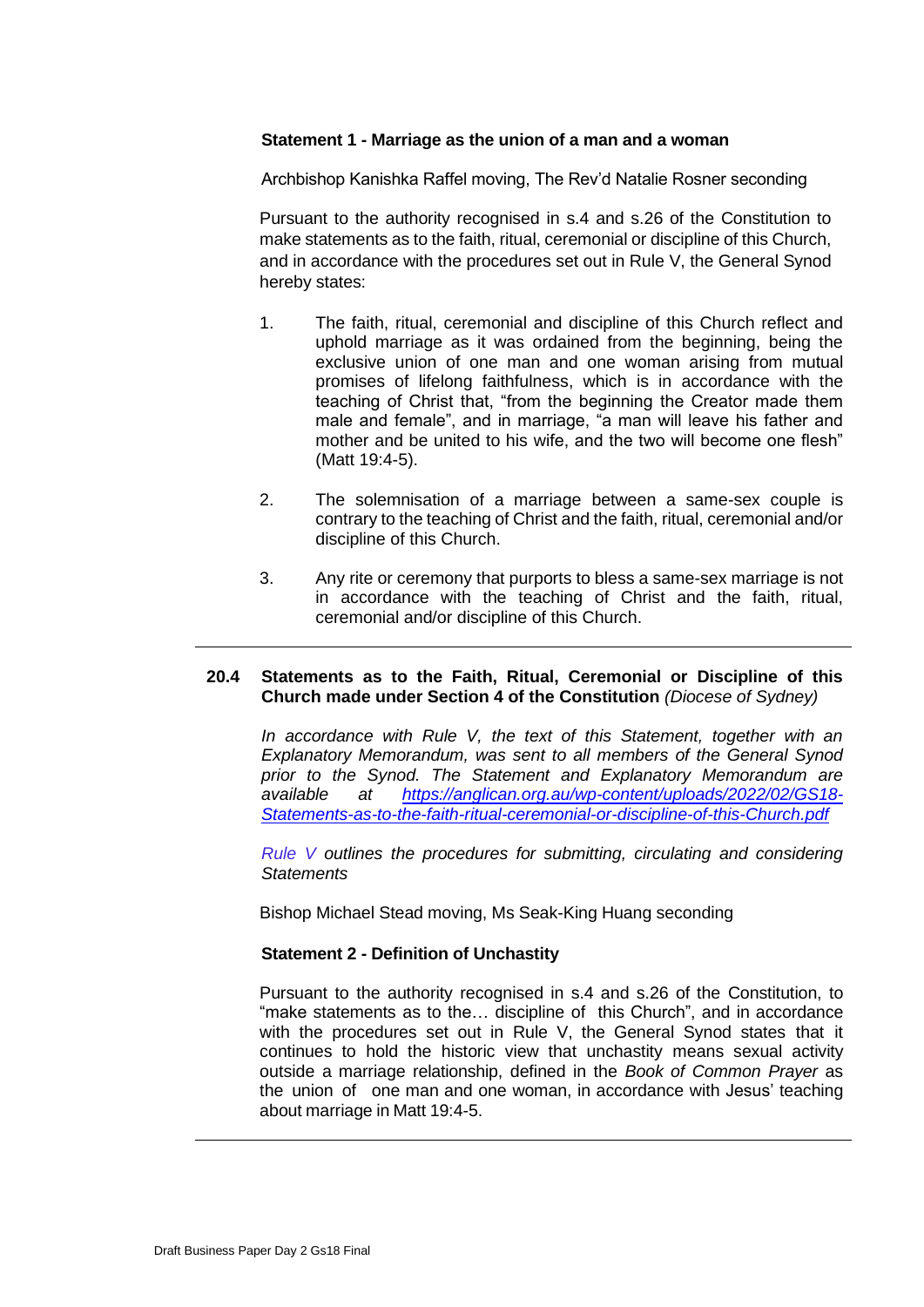**Statement 1 - Marriage as the union of a man and a woman**

Archbishop Kanishka Raffel moving, The Rev'd Natalie Rosner seconding

Pursuant to the authority recognised in s.4 and s.26 of the Constitution to make statements as to the faith, ritual, ceremonial or discipline of this Church, and in accordance with the procedures set out in Rule V, the General Synod hereby states:

1. The faith, ritual, ceremonial and discipline of this Church reflect and uphold marriage as it was ordained from the beginning, being the exclusive union of one man and one woman arising from mutual promises of lifelong faithfulness, which is in accordance with the teaching of Christ that, "from the beginning the Creator made them male and female", and in marriage, "a man will leave his father and mother and be united to his wife, and the two will become one flesh" (Matt 19:4-5).

2. The solemnisation of a marriage between a same-sex couple is contrary to the teaching of Christ and the faith, ritual, ceremonial and/or discipline of this Church.

3. Any rite or ceremony that purports to bless a same-sex marriage is not in accordance with the teaching of Christ and the faith, ritual, ceremonial and/or discipline of this Church.

---

**20.4 Statements as to the Faith, Ritual, Ceremonial or Discipline of this Church made under Section 4 of the Constitution** *(Diocese of Sydney)*

*In accordance with Rule V, the text of this Statement, together with an Explanatory Memorandum, was sent to all members of the General Synod prior to the Synod. The Statement and Explanatory Memorandum are available at [https://anglican.org.au/wp-content/uploads/2022/02/GS18-Statements-as-to-the-faith-ritual-ceremonial-or-discipline-of-this-Church.pdf](https://anglican.org.au/wp-content/uploads/2022/02/GS18-Statements-as-to-the-faith-ritual-ceremonial-or-discipline-of-this-Church.pdf)*

*Rule V outlines the procedures for submitting, circulating and considering Statements*

Bishop Michael Stead moving, Ms Seak-King Huang seconding

**Statement 2 - Definition of Unchastity**

Pursuant to the authority recognised in s.4 and s.26 of the Constitution, to "make statements as to the… discipline of this Church", and in accordance with the procedures set out in Rule V, the General Synod states that it continues to hold the historic view that unchastity means sexual activity outside a marriage relationship, defined in the *Book of Common Prayer* as the union of one man and one woman, in accordance with Jesus' teaching about marriage in Matt 19:4-5.

---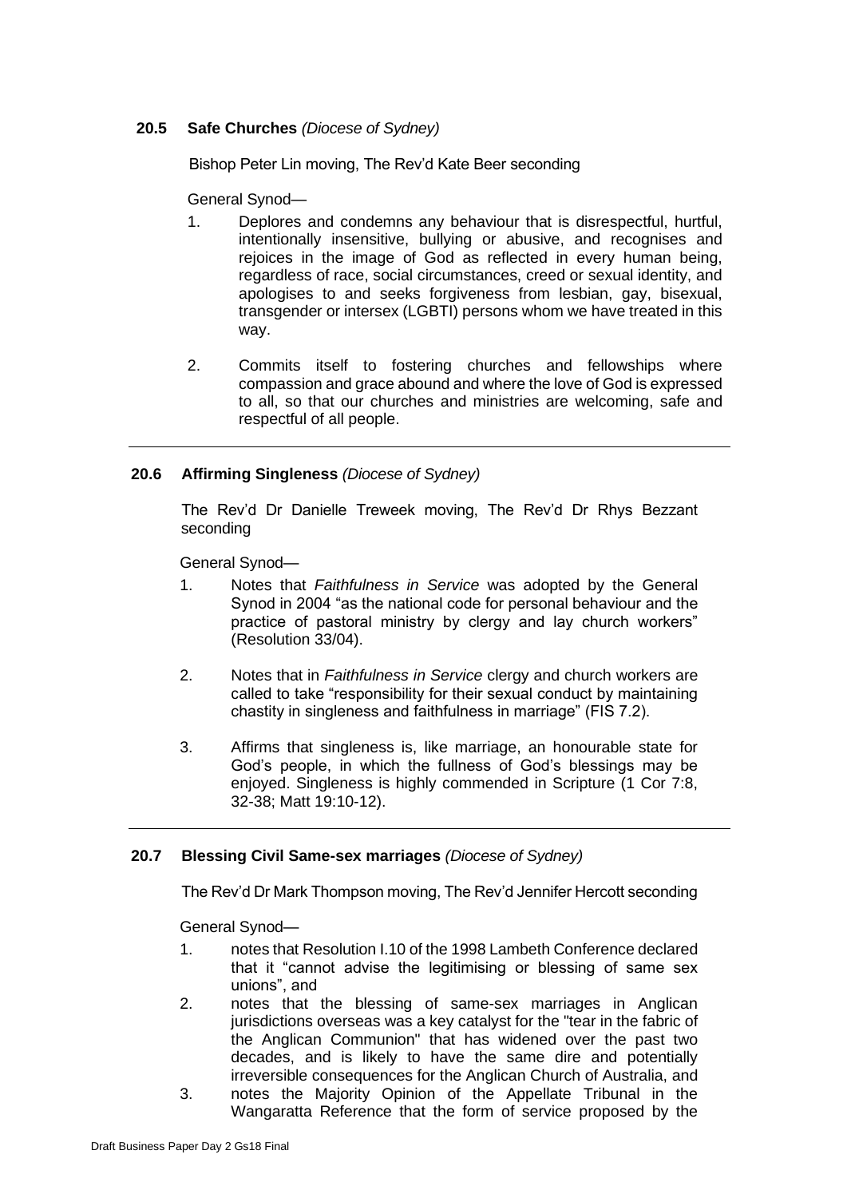### 20.5 Safe Churches *(Diocese of Sydney)*

Bishop Peter Lin moving, The Rev'd Kate Beer seconding

General Synod—

1. Deplores and condemns any behaviour that is disrespectful, hurtful, intentionally insensitive, bullying or abusive, and recognises and rejoices in the image of God as reflected in every human being, regardless of race, social circumstances, creed or sexual identity, and apologises to and seeks forgiveness from lesbian, gay, bisexual, transgender or intersex (LGBTI) persons whom we have treated in this way.

2. Commits itself to fostering churches and fellowships where compassion and grace abound and where the love of God is expressed to all, so that our churches and ministries are welcoming, safe and respectful of all people.

---

### 20.6 Affirming Singleness *(Diocese of Sydney)*

The Rev'd Dr Danielle Treweek moving, The Rev'd Dr Rhys Bezzant seconding

General Synod—

1. Notes that *Faithfulness in Service* was adopted by the General Synod in 2004 "as the national code for personal behaviour and the practice of pastoral ministry by clergy and lay church workers" (Resolution 33/04).

2. Notes that in *Faithfulness in Service* clergy and church workers are called to take "responsibility for their sexual conduct by maintaining chastity in singleness and faithfulness in marriage" (FIS 7.2).

3. Affirms that singleness is, like marriage, an honourable state for God's people, in which the fullness of God's blessings may be enjoyed. Singleness is highly commended in Scripture (1 Cor 7:8, 32-38; Matt 19:10-12).

---

### 20.7 Blessing Civil Same-sex marriages *(Diocese of Sydney)*

The Rev'd Dr Mark Thompson moving, The Rev'd Jennifer Hercott seconding

General Synod—

1. notes that Resolution I.10 of the 1998 Lambeth Conference declared that it "cannot advise the legitimising or blessing of same sex unions", and
2. notes that the blessing of same-sex marriages in Anglican jurisdictions overseas was a key catalyst for the "tear in the fabric of the Anglican Communion" that has widened over the past two decades, and is likely to have the same dire and potentially irreversible consequences for the Anglican Church of Australia, and
3. notes the Majority Opinion of the Appellate Tribunal in the Wangaratta Reference that the form of service proposed by the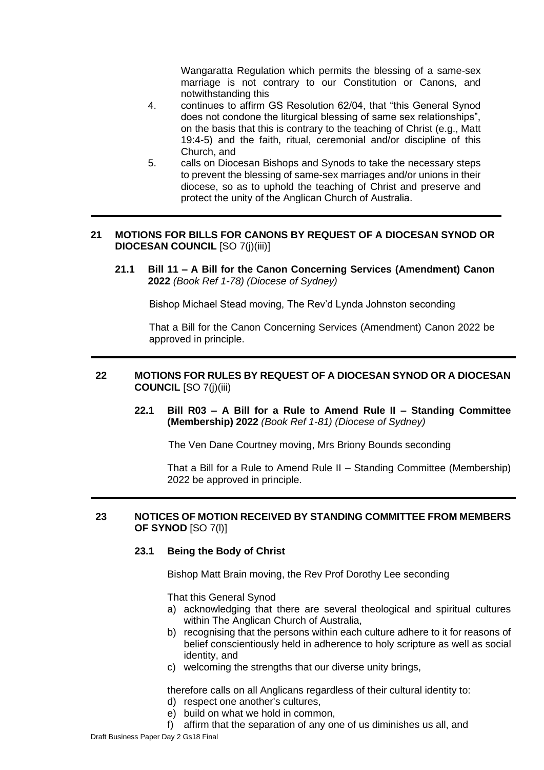Wangaratta Regulation which permits the blessing of a same-sex marriage is not contrary to our Constitution or Canons, and notwithstanding this

4. continues to affirm GS Resolution 62/04, that "this General Synod does not condone the liturgical blessing of same sex relationships", on the basis that this is contrary to the teaching of Christ (e.g., Matt 19:4-5) and the faith, ritual, ceremonial and/or discipline of this Church, and
5. calls on Diocesan Bishops and Synods to take the necessary steps to prevent the blessing of same-sex marriages and/or unions in their diocese, so as to uphold the teaching of Christ and preserve and protect the unity of the Anglican Church of Australia.

---

## 21 MOTIONS FOR BILLS FOR CANONS BY REQUEST OF A DIOCESAN SYNOD OR DIOCESAN COUNCIL [SO 7(j)(iii)]

### 21.1 Bill 11 – A Bill for the Canon Concerning Services (Amendment) Canon 2022 *(Book Ref 1-78) (Diocese of Sydney)*

Bishop Michael Stead moving, The Rev'd Lynda Johnston seconding

That a Bill for the Canon Concerning Services (Amendment) Canon 2022 be approved in principle.

---

## 22 MOTIONS FOR RULES BY REQUEST OF A DIOCESAN SYNOD OR A DIOCESAN COUNCIL [SO 7(j)(iii)

### 22.1 Bill R03 – A Bill for a Rule to Amend Rule II – Standing Committee (Membership) 2022 *(Book Ref 1-81) (Diocese of Sydney)*

The Ven Dane Courtney moving, Mrs Briony Bounds seconding

That a Bill for a Rule to Amend Rule II – Standing Committee (Membership) 2022 be approved in principle.

---

## 23 NOTICES OF MOTION RECEIVED BY STANDING COMMITTEE FROM MEMBERS OF SYNOD [SO 7(l)]

### 23.1 Being the Body of Christ

Bishop Matt Brain moving, the Rev Prof Dorothy Lee seconding

That this General Synod

a) acknowledging that there are several theological and spiritual cultures within The Anglican Church of Australia,
b) recognising that the persons within each culture adhere to it for reasons of belief conscientiously held in adherence to holy scripture as well as social identity, and
c) welcoming the strengths that our diverse unity brings,

therefore calls on all Anglicans regardless of their cultural identity to:

d) respect one another's cultures,
e) build on what we hold in common,
f) affirm that the separation of any one of us diminishes us all, and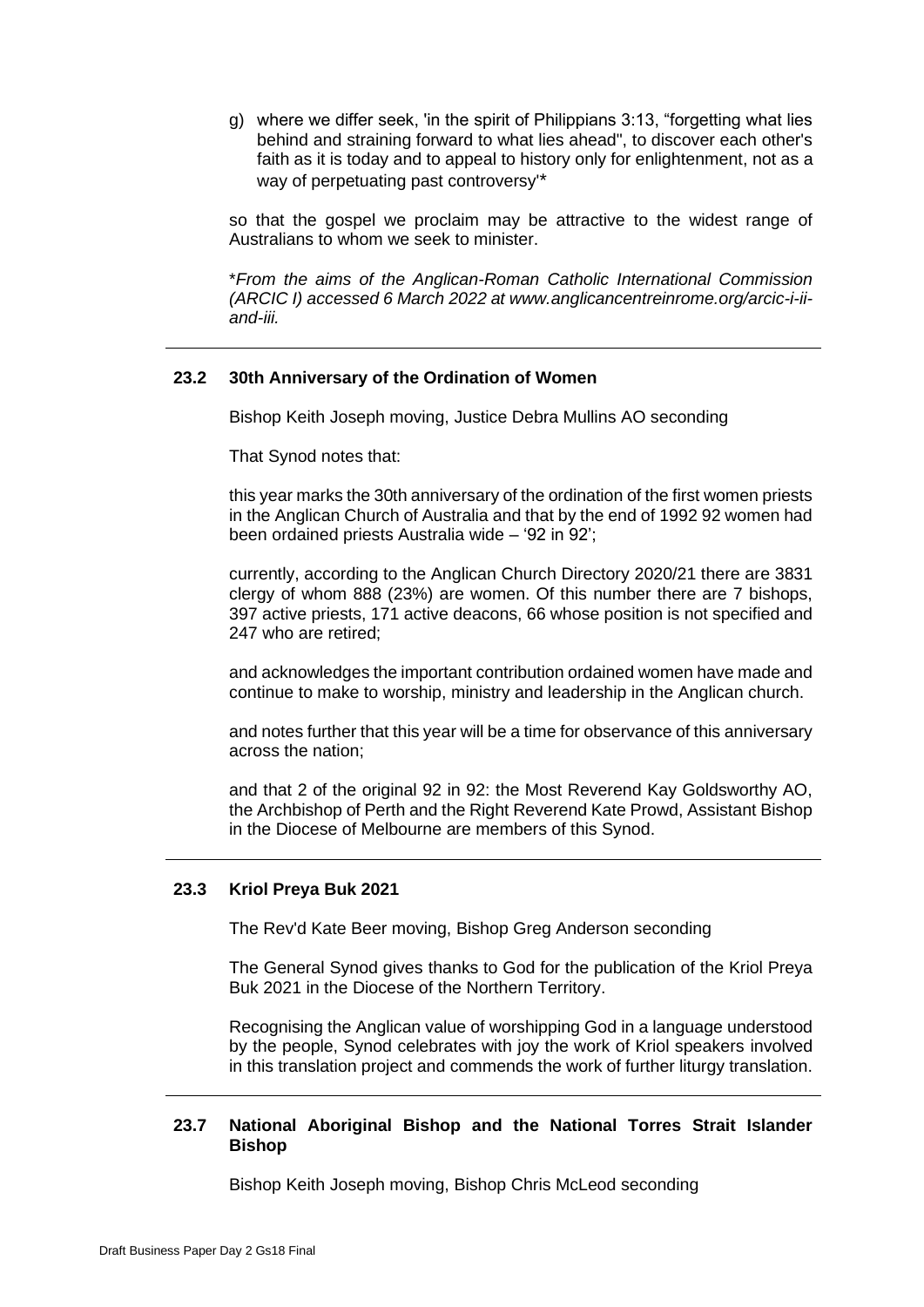g) where we differ seek, 'in the spirit of Philippians 3:13, "forgetting what lies behind and straining forward to what lies ahead", to discover each other's faith as it is today and to appeal to history only for enlightenment, not as a way of perpetuating past controversy'*

so that the gospel we proclaim may be attractive to the widest range of Australians to whom we seek to minister.

*\*From the aims of the Anglican-Roman Catholic International Commission (ARCIC I) accessed 6 March 2022 at www.anglicancentreinrome.org/arcic-i-ii-and-iii.*

---

### 23.2 30th Anniversary of the Ordination of Women

Bishop Keith Joseph moving, Justice Debra Mullins AO seconding

That Synod notes that:

this year marks the 30th anniversary of the ordination of the first women priests in the Anglican Church of Australia and that by the end of 1992 92 women had been ordained priests Australia wide – '92 in 92';

currently, according to the Anglican Church Directory 2020/21 there are 3831 clergy of whom 888 (23%) are women. Of this number there are 7 bishops, 397 active priests, 171 active deacons, 66 whose position is not specified and 247 who are retired;

and acknowledges the important contribution ordained women have made and continue to make to worship, ministry and leadership in the Anglican church.

and notes further that this year will be a time for observance of this anniversary across the nation;

and that 2 of the original 92 in 92: the Most Reverend Kay Goldsworthy AO, the Archbishop of Perth and the Right Reverend Kate Prowd, Assistant Bishop in the Diocese of Melbourne are members of this Synod.

---

### 23.3 Kriol Preya Buk 2021

The Rev'd Kate Beer moving, Bishop Greg Anderson seconding

The General Synod gives thanks to God for the publication of the Kriol Preya Buk 2021 in the Diocese of the Northern Territory.

Recognising the Anglican value of worshipping God in a language understood by the people, Synod celebrates with joy the work of Kriol speakers involved in this translation project and commends the work of further liturgy translation.

---

### 23.7 National Aboriginal Bishop and the National Torres Strait Islander Bishop

Bishop Keith Joseph moving, Bishop Chris McLeod seconding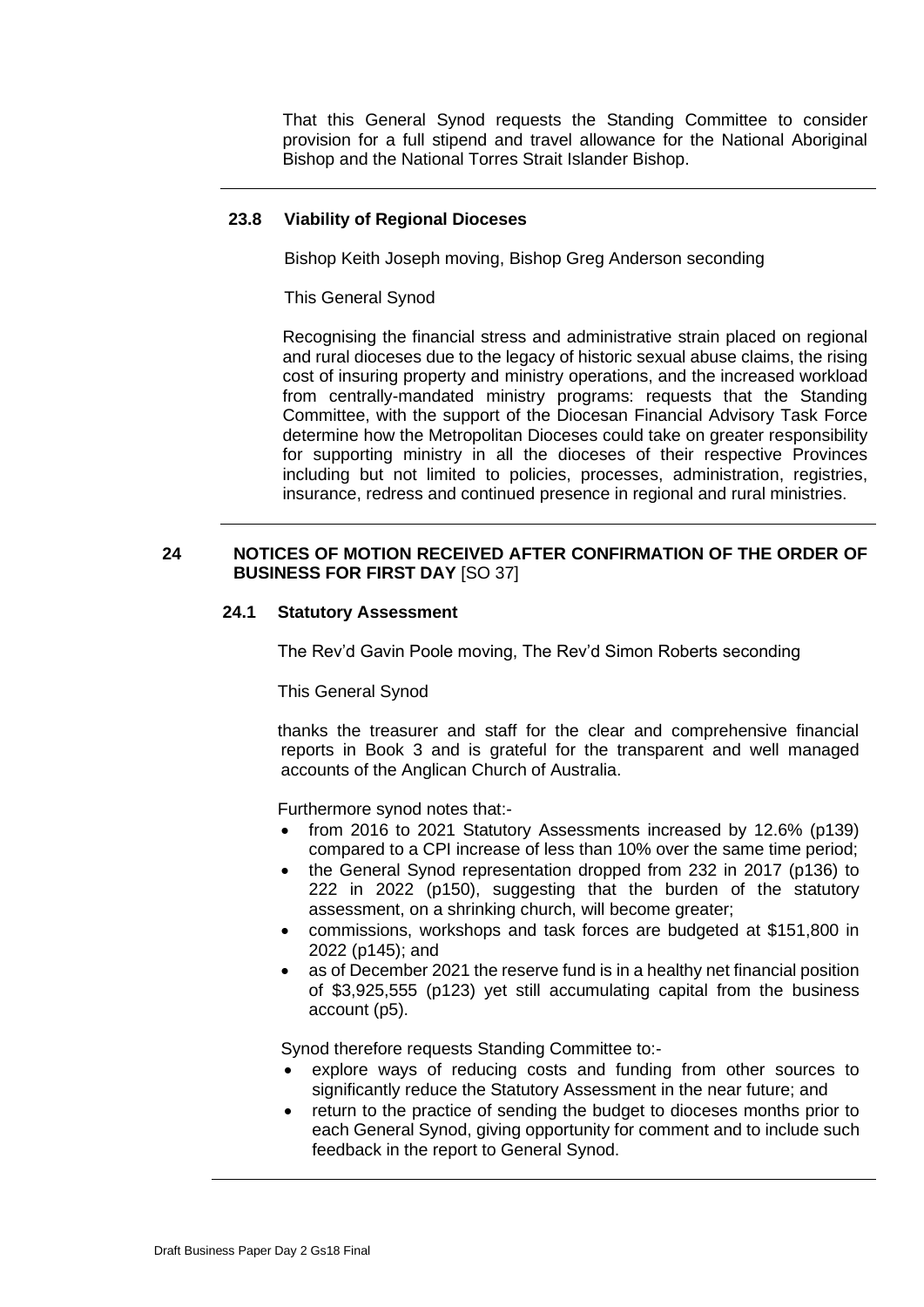That this General Synod requests the Standing Committee to consider provision for a full stipend and travel allowance for the National Aboriginal Bishop and the National Torres Strait Islander Bishop.

---

### 23.8 Viability of Regional Dioceses

Bishop Keith Joseph moving, Bishop Greg Anderson seconding

This General Synod

Recognising the financial stress and administrative strain placed on regional and rural dioceses due to the legacy of historic sexual abuse claims, the rising cost of insuring property and ministry operations, and the increased workload from centrally-mandated ministry programs: requests that the Standing Committee, with the support of the Diocesan Financial Advisory Task Force determine how the Metropolitan Dioceses could take on greater responsibility for supporting ministry in all the dioceses of their respective Provinces including but not limited to policies, processes, administration, registries, insurance, redress and continued presence in regional and rural ministries.

---

## 24 NOTICES OF MOTION RECEIVED AFTER CONFIRMATION OF THE ORDER OF BUSINESS FOR FIRST DAY [SO 37]

### 24.1 Statutory Assessment

The Rev'd Gavin Poole moving, The Rev'd Simon Roberts seconding

This General Synod

thanks the treasurer and staff for the clear and comprehensive financial reports in Book 3 and is grateful for the transparent and well managed accounts of the Anglican Church of Australia.

Furthermore synod notes that:-

- from 2016 to 2021 Statutory Assessments increased by 12.6% (p139) compared to a CPI increase of less than 10% over the same time period;
- the General Synod representation dropped from 232 in 2017 (p136) to 222 in 2022 (p150), suggesting that the burden of the statutory assessment, on a shrinking church, will become greater;
- commissions, workshops and task forces are budgeted at $151,800 in 2022 (p145); and
- as of December 2021 the reserve fund is in a healthy net financial position of $3,925,555 (p123) yet still accumulating capital from the business account (p5).

Synod therefore requests Standing Committee to:-

- explore ways of reducing costs and funding from other sources to significantly reduce the Statutory Assessment in the near future; and
- return to the practice of sending the budget to dioceses months prior to each General Synod, giving opportunity for comment and to include such feedback in the report to General Synod.

---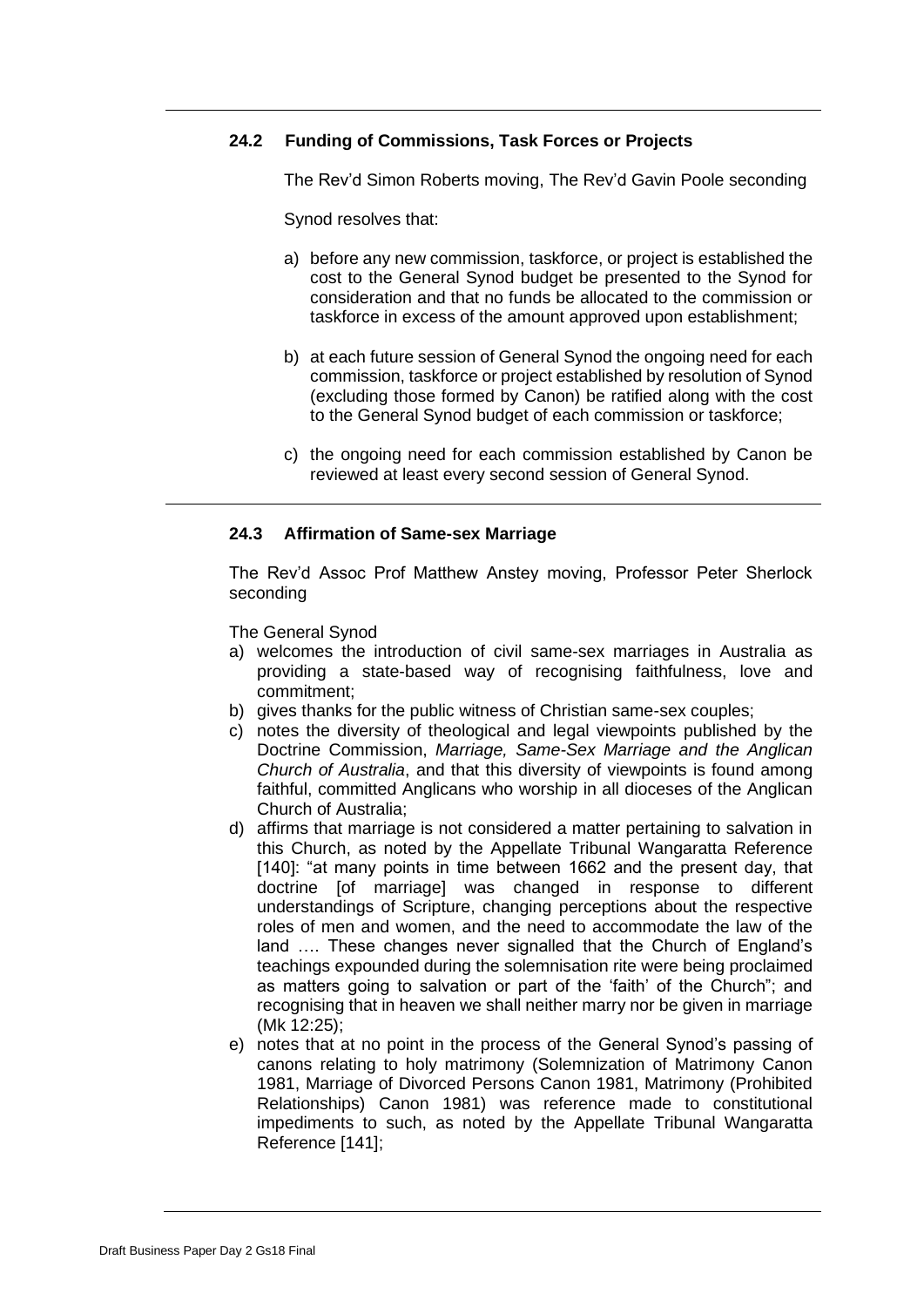### 24.2 Funding of Commissions, Task Forces or Projects

The Rev'd Simon Roberts moving, The Rev'd Gavin Poole seconding

Synod resolves that:

a) before any new commission, taskforce, or project is established the cost to the General Synod budget be presented to the Synod for consideration and that no funds be allocated to the commission or taskforce in excess of the amount approved upon establishment;

b) at each future session of General Synod the ongoing need for each commission, taskforce or project established by resolution of Synod (excluding those formed by Canon) be ratified along with the cost to the General Synod budget of each commission or taskforce;

c) the ongoing need for each commission established by Canon be reviewed at least every second session of General Synod.

---

### 24.3 Affirmation of Same-sex Marriage

The Rev'd Assoc Prof Matthew Anstey moving, Professor Peter Sherlock seconding

The General Synod

a) welcomes the introduction of civil same-sex marriages in Australia as providing a state-based way of recognising faithfulness, love and commitment;
b) gives thanks for the public witness of Christian same-sex couples;
c) notes the diversity of theological and legal viewpoints published by the Doctrine Commission, *Marriage, Same-Sex Marriage and the Anglican Church of Australia*, and that this diversity of viewpoints is found among faithful, committed Anglicans who worship in all dioceses of the Anglican Church of Australia;
d) affirms that marriage is not considered a matter pertaining to salvation in this Church, as noted by the Appellate Tribunal Wangaratta Reference [140]: "at many points in time between 1662 and the present day, that doctrine [of marriage] was changed in response to different understandings of Scripture, changing perceptions about the respective roles of men and women, and the need to accommodate the law of the land …. These changes never signalled that the Church of England's teachings expounded during the solemnisation rite were being proclaimed as matters going to salvation or part of the 'faith' of the Church"; and recognising that in heaven we shall neither marry nor be given in marriage (Mk 12:25);
e) notes that at no point in the process of the General Synod's passing of canons relating to holy matrimony (Solemnization of Matrimony Canon 1981, Marriage of Divorced Persons Canon 1981, Matrimony (Prohibited Relationships) Canon 1981) was reference made to constitutional impediments to such, as noted by the Appellate Tribunal Wangaratta Reference [141];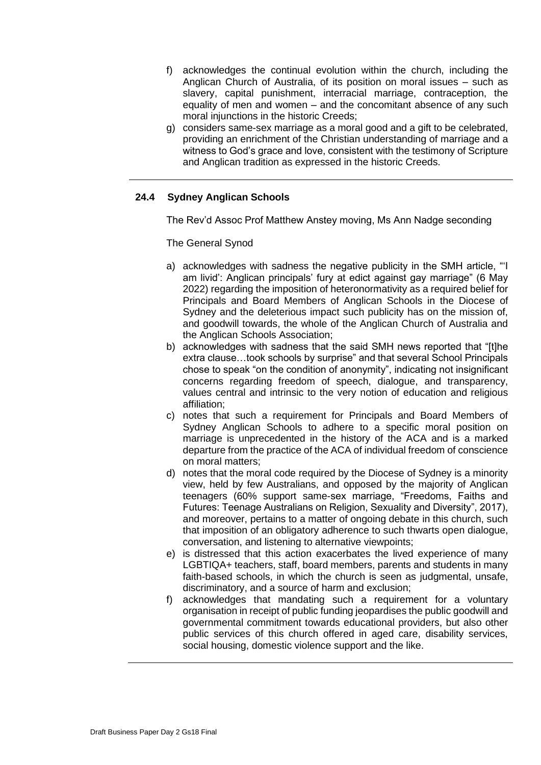f) acknowledges the continual evolution within the church, including the Anglican Church of Australia, of its position on moral issues – such as slavery, capital punishment, interracial marriage, contraception, the equality of men and women – and the concomitant absence of any such moral injunctions in the historic Creeds;

g) considers same-sex marriage as a moral good and a gift to be celebrated, providing an enrichment of the Christian understanding of marriage and a witness to God's grace and love, consistent with the testimony of Scripture and Anglican tradition as expressed in the historic Creeds.

---

### 24.4 Sydney Anglican Schools

The Rev'd Assoc Prof Matthew Anstey moving, Ms Ann Nadge seconding

The General Synod

a) acknowledges with sadness the negative publicity in the SMH article, "'I am livid': Anglican principals' fury at edict against gay marriage" (6 May 2022) regarding the imposition of heteronormativity as a required belief for Principals and Board Members of Anglican Schools in the Diocese of Sydney and the deleterious impact such publicity has on the mission of, and goodwill towards, the whole of the Anglican Church of Australia and the Anglican Schools Association;

b) acknowledges with sadness that the said SMH news reported that "[t]he extra clause…took schools by surprise" and that several School Principals chose to speak "on the condition of anonymity", indicating not insignificant concerns regarding freedom of speech, dialogue, and transparency, values central and intrinsic to the very notion of education and religious affiliation;

c) notes that such a requirement for Principals and Board Members of Sydney Anglican Schools to adhere to a specific moral position on marriage is unprecedented in the history of the ACA and is a marked departure from the practice of the ACA of individual freedom of conscience on moral matters;

d) notes that the moral code required by the Diocese of Sydney is a minority view, held by few Australians, and opposed by the majority of Anglican teenagers (60% support same-sex marriage, "Freedoms, Faiths and Futures: Teenage Australians on Religion, Sexuality and Diversity", 2017), and moreover, pertains to a matter of ongoing debate in this church, such that imposition of an obligatory adherence to such thwarts open dialogue, conversation, and listening to alternative viewpoints;

e) is distressed that this action exacerbates the lived experience of many LGBTIQA+ teachers, staff, board members, parents and students in many faith-based schools, in which the church is seen as judgmental, unsafe, discriminatory, and a source of harm and exclusion;

f) acknowledges that mandating such a requirement for a voluntary organisation in receipt of public funding jeopardises the public goodwill and governmental commitment towards educational providers, but also other public services of this church offered in aged care, disability services, social housing, domestic violence support and the like.

---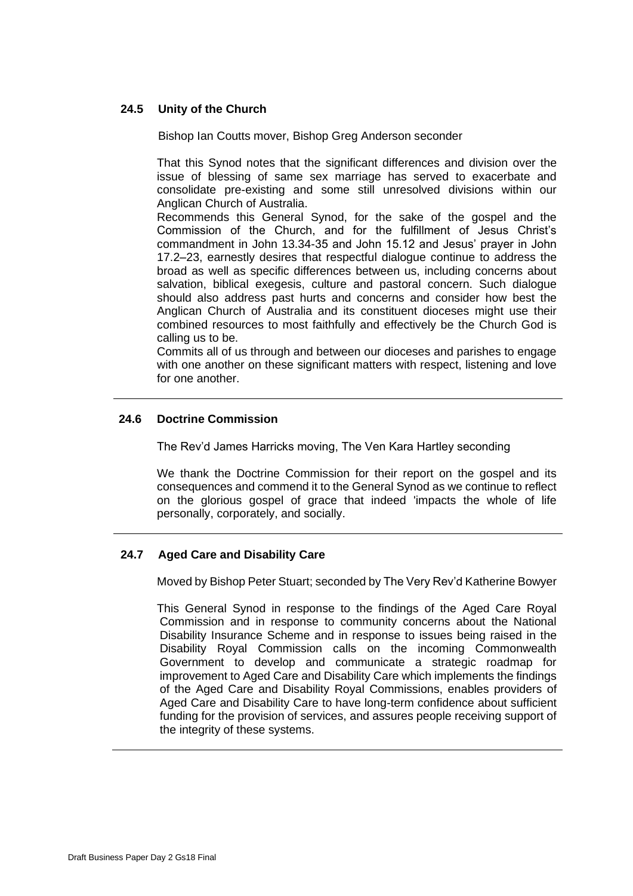### 24.5 Unity of the Church

Bishop Ian Coutts mover, Bishop Greg Anderson seconder

That this Synod notes that the significant differences and division over the issue of blessing of same sex marriage has served to exacerbate and consolidate pre-existing and some still unresolved divisions within our Anglican Church of Australia.

Recommends this General Synod, for the sake of the gospel and the Commission of the Church, and for the fulfillment of Jesus Christ's commandment in John 13.34-35 and John 15.12 and Jesus' prayer in John 17.2–23, earnestly desires that respectful dialogue continue to address the broad as well as specific differences between us, including concerns about salvation, biblical exegesis, culture and pastoral concern. Such dialogue should also address past hurts and concerns and consider how best the Anglican Church of Australia and its constituent dioceses might use their combined resources to most faithfully and effectively be the Church God is calling us to be.

Commits all of us through and between our dioceses and parishes to engage with one another on these significant matters with respect, listening and love for one another.

---

### 24.6 Doctrine Commission

The Rev'd James Harricks moving, The Ven Kara Hartley seconding

We thank the Doctrine Commission for their report on the gospel and its consequences and commend it to the General Synod as we continue to reflect on the glorious gospel of grace that indeed 'impacts the whole of life personally, corporately, and socially.

---

### 24.7 Aged Care and Disability Care

Moved by Bishop Peter Stuart; seconded by The Very Rev'd Katherine Bowyer

This General Synod in response to the findings of the Aged Care Royal Commission and in response to community concerns about the National Disability Insurance Scheme and in response to issues being raised in the Disability Royal Commission calls on the incoming Commonwealth Government to develop and communicate a strategic roadmap for improvement to Aged Care and Disability Care which implements the findings of the Aged Care and Disability Royal Commissions, enables providers of Aged Care and Disability Care to have long-term confidence about sufficient funding for the provision of services, and assures people receiving support of the integrity of these systems.

---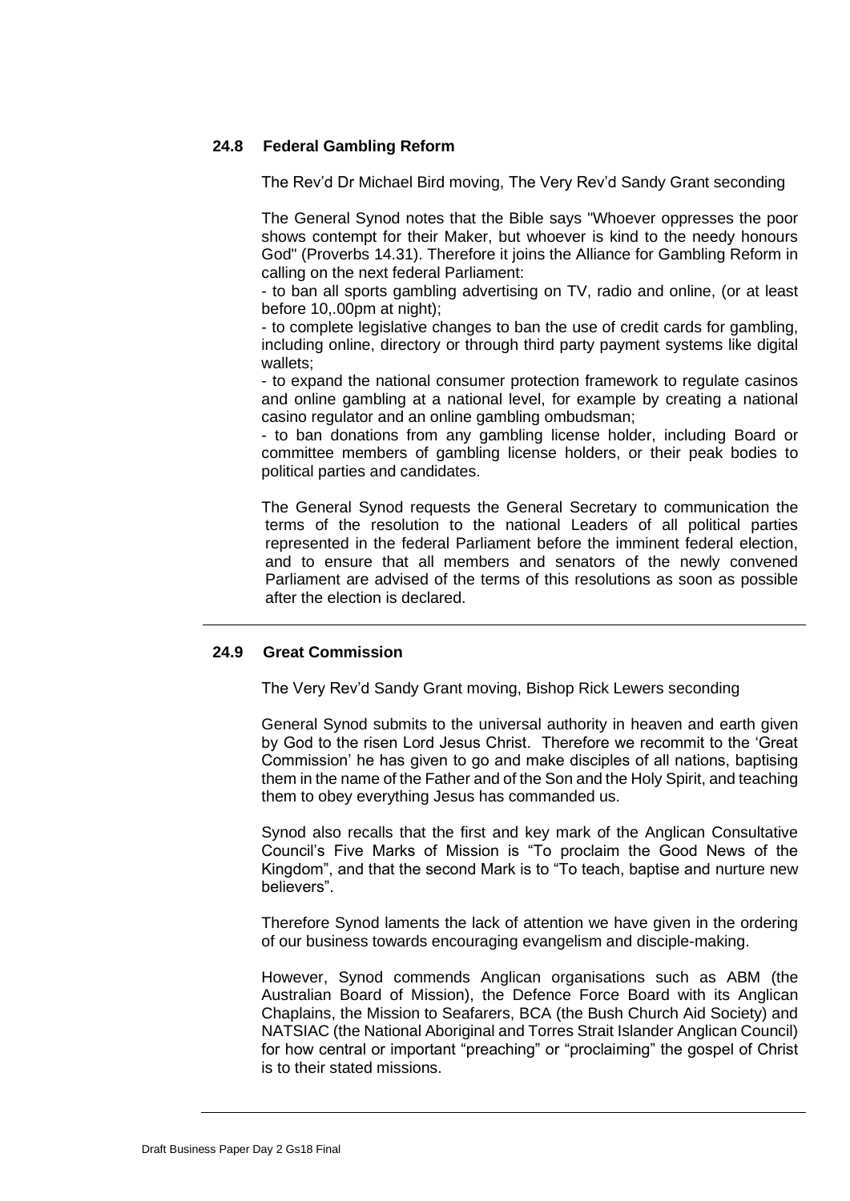### 24.8 Federal Gambling Reform

The Rev'd Dr Michael Bird moving, The Very Rev'd Sandy Grant seconding

The General Synod notes that the Bible says "Whoever oppresses the poor shows contempt for their Maker, but whoever is kind to the needy honours God" (Proverbs 14.31). Therefore it joins the Alliance for Gambling Reform in calling on the next federal Parliament:

- to ban all sports gambling advertising on TV, radio and online, (or at least before 10,.00pm at night);
- to complete legislative changes to ban the use of credit cards for gambling, including online, directory or through third party payment systems like digital wallets;
- to expand the national consumer protection framework to regulate casinos and online gambling at a national level, for example by creating a national casino regulator and an online gambling ombudsman;
- to ban donations from any gambling license holder, including Board or committee members of gambling license holders, or their peak bodies to political parties and candidates.

The General Synod requests the General Secretary to communication the terms of the resolution to the national Leaders of all political parties represented in the federal Parliament before the imminent federal election, and to ensure that all members and senators of the newly convened Parliament are advised of the terms of this resolutions as soon as possible after the election is declared.

---

### 24.9 Great Commission

The Very Rev'd Sandy Grant moving, Bishop Rick Lewers seconding

General Synod submits to the universal authority in heaven and earth given by God to the risen Lord Jesus Christ. Therefore we recommit to the 'Great Commission' he has given to go and make disciples of all nations, baptising them in the name of the Father and of the Son and the Holy Spirit, and teaching them to obey everything Jesus has commanded us.

Synod also recalls that the first and key mark of the Anglican Consultative Council's Five Marks of Mission is "To proclaim the Good News of the Kingdom", and that the second Mark is to "To teach, baptise and nurture new believers".

Therefore Synod laments the lack of attention we have given in the ordering of our business towards encouraging evangelism and disciple-making.

However, Synod commends Anglican organisations such as ABM (the Australian Board of Mission), the Defence Force Board with its Anglican Chaplains, the Mission to Seafarers, BCA (the Bush Church Aid Society) and NATSIAC (the National Aboriginal and Torres Strait Islander Anglican Council) for how central or important "preaching" or "proclaiming" the gospel of Christ is to their stated missions.

---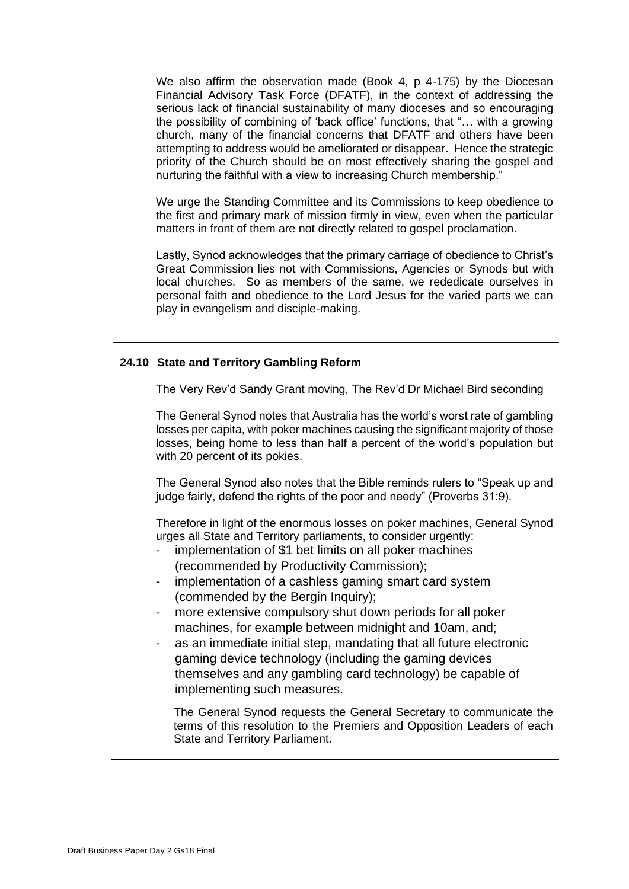We also affirm the observation made (Book 4, p 4-175) by the Diocesan Financial Advisory Task Force (DFATF), in the context of addressing the serious lack of financial sustainability of many dioceses and so encouraging the possibility of combining of 'back office' functions, that "… with a growing church, many of the financial concerns that DFATF and others have been attempting to address would be ameliorated or disappear. Hence the strategic priority of the Church should be on most effectively sharing the gospel and nurturing the faithful with a view to increasing Church membership."

We urge the Standing Committee and its Commissions to keep obedience to the first and primary mark of mission firmly in view, even when the particular matters in front of them are not directly related to gospel proclamation.

Lastly, Synod acknowledges that the primary carriage of obedience to Christ's Great Commission lies not with Commissions, Agencies or Synods but with local churches. So as members of the same, we rededicate ourselves in personal faith and obedience to the Lord Jesus for the varied parts we can play in evangelism and disciple-making.

---

### 24.10 State and Territory Gambling Reform

The Very Rev'd Sandy Grant moving, The Rev'd Dr Michael Bird seconding

The General Synod notes that Australia has the world's worst rate of gambling losses per capita, with poker machines causing the significant majority of those losses, being home to less than half a percent of the world's population but with 20 percent of its pokies.

The General Synod also notes that the Bible reminds rulers to "Speak up and judge fairly, defend the rights of the poor and needy" (Proverbs 31:9).

Therefore in light of the enormous losses on poker machines, General Synod urges all State and Territory parliaments, to consider urgently:

- implementation of $1 bet limits on all poker machines (recommended by Productivity Commission);
- implementation of a cashless gaming smart card system (commended by the Bergin Inquiry);
- more extensive compulsory shut down periods for all poker machines, for example between midnight and 10am, and;
- as an immediate initial step, mandating that all future electronic gaming device technology (including the gaming devices themselves and any gambling card technology) be capable of implementing such measures.

The General Synod requests the General Secretary to communicate the terms of this resolution to the Premiers and Opposition Leaders of each State and Territory Parliament.

---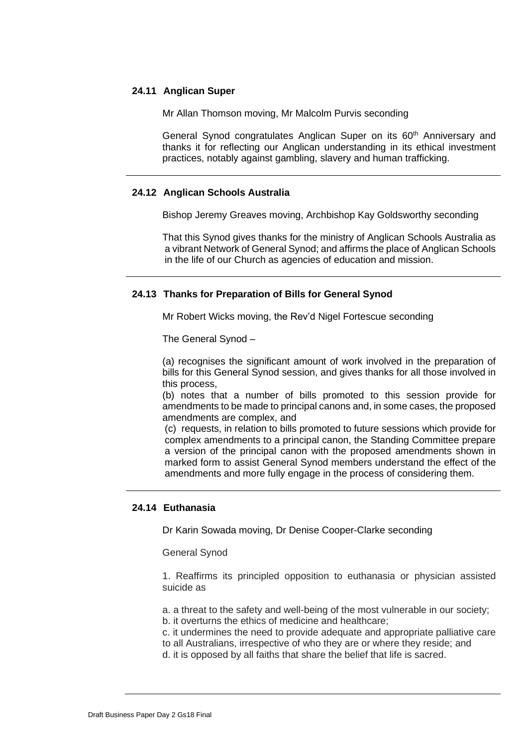### 24.11 Anglican Super

Mr Allan Thomson moving, Mr Malcolm Purvis seconding

General Synod congratulates Anglican Super on its 60th Anniversary and thanks it for reflecting our Anglican understanding in its ethical investment practices, notably against gambling, slavery and human trafficking.

---

### 24.12 Anglican Schools Australia

Bishop Jeremy Greaves moving, Archbishop Kay Goldsworthy seconding

That this Synod gives thanks for the ministry of Anglican Schools Australia as a vibrant Network of General Synod; and affirms the place of Anglican Schools in the life of our Church as agencies of education and mission.

---

### 24.13 Thanks for Preparation of Bills for General Synod

Mr Robert Wicks moving, the Rev'd Nigel Fortescue seconding

The General Synod –

(a) recognises the significant amount of work involved in the preparation of bills for this General Synod session, and gives thanks for all those involved in this process,

(b) notes that a number of bills promoted to this session provide for amendments to be made to principal canons and, in some cases, the proposed amendments are complex, and

(c) requests, in relation to bills promoted to future sessions which provide for complex amendments to a principal canon, the Standing Committee prepare a version of the principal canon with the proposed amendments shown in marked form to assist General Synod members understand the effect of the amendments and more fully engage in the process of considering them.

---

### 24.14 Euthanasia

Dr Karin Sowada moving, Dr Denise Cooper-Clarke seconding

General Synod

1. Reaffirms its principled opposition to euthanasia or physician assisted suicide as

a. a threat to the safety and well-being of the most vulnerable in our society;
b. it overturns the ethics of medicine and healthcare;
c. it undermines the need to provide adequate and appropriate palliative care to all Australians, irrespective of who they are or where they reside; and
d. it is opposed by all faiths that share the belief that life is sacred.

---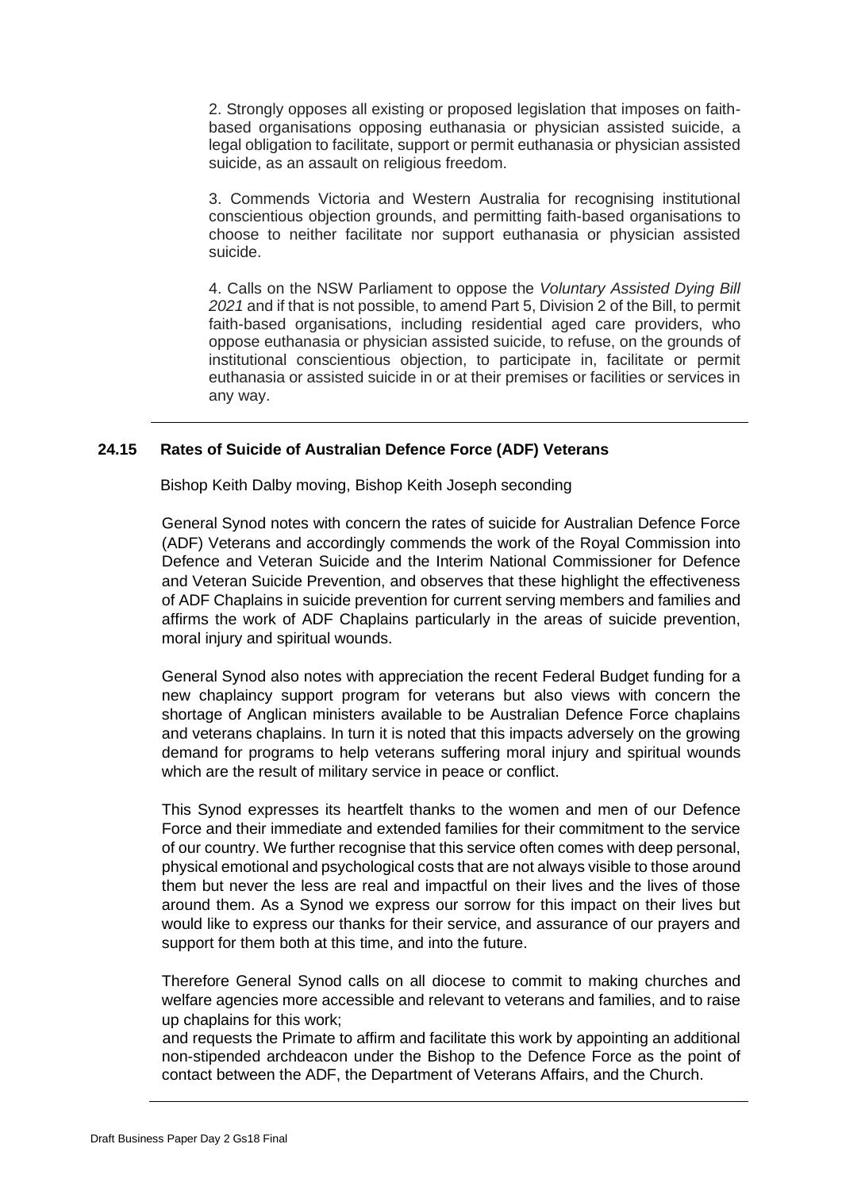2. Strongly opposes all existing or proposed legislation that imposes on faith-based organisations opposing euthanasia or physician assisted suicide, a legal obligation to facilitate, support or permit euthanasia or physician assisted suicide, as an assault on religious freedom.

3. Commends Victoria and Western Australia for recognising institutional conscientious objection grounds, and permitting faith-based organisations to choose to neither facilitate nor support euthanasia or physician assisted suicide.

4. Calls on the NSW Parliament to oppose the *Voluntary Assisted Dying Bill 2021* and if that is not possible, to amend Part 5, Division 2 of the Bill, to permit faith-based organisations, including residential aged care providers, who oppose euthanasia or physician assisted suicide, to refuse, on the grounds of institutional conscientious objection, to participate in, facilitate or permit euthanasia or assisted suicide in or at their premises or facilities or services in any way.

---

### 24.15 Rates of Suicide of Australian Defence Force (ADF) Veterans

Bishop Keith Dalby moving, Bishop Keith Joseph seconding

General Synod notes with concern the rates of suicide for Australian Defence Force (ADF) Veterans and accordingly commends the work of the Royal Commission into Defence and Veteran Suicide and the Interim National Commissioner for Defence and Veteran Suicide Prevention, and observes that these highlight the effectiveness of ADF Chaplains in suicide prevention for current serving members and families and affirms the work of ADF Chaplains particularly in the areas of suicide prevention, moral injury and spiritual wounds.

General Synod also notes with appreciation the recent Federal Budget funding for a new chaplaincy support program for veterans but also views with concern the shortage of Anglican ministers available to be Australian Defence Force chaplains and veterans chaplains. In turn it is noted that this impacts adversely on the growing demand for programs to help veterans suffering moral injury and spiritual wounds which are the result of military service in peace or conflict.

This Synod expresses its heartfelt thanks to the women and men of our Defence Force and their immediate and extended families for their commitment to the service of our country. We further recognise that this service often comes with deep personal, physical emotional and psychological costs that are not always visible to those around them but never the less are real and impactful on their lives and the lives of those around them. As a Synod we express our sorrow for this impact on their lives but would like to express our thanks for their service, and assurance of our prayers and support for them both at this time, and into the future.

Therefore General Synod calls on all diocese to commit to making churches and welfare agencies more accessible and relevant to veterans and families, and to raise up chaplains for this work;

and requests the Primate to affirm and facilitate this work by appointing an additional non-stipended archdeacon under the Bishop to the Defence Force as the point of contact between the ADF, the Department of Veterans Affairs, and the Church.

---